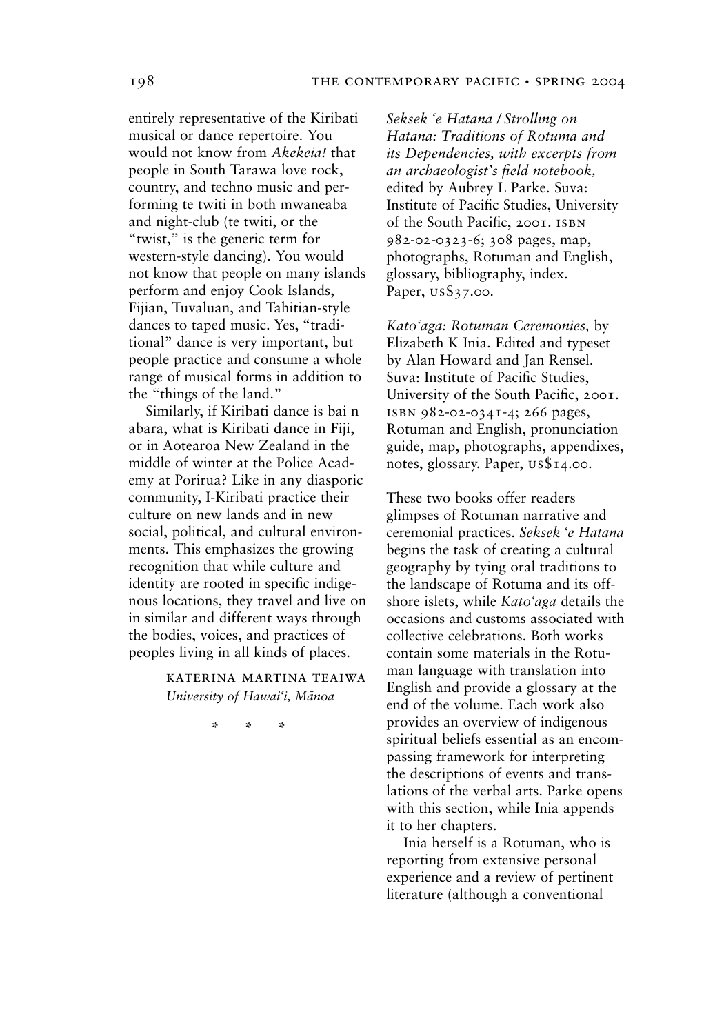entirely representative of the Kiribati musical or dance repertoire. You would not know from *Akekeia!* that people in South Tarawa love rock, country, and techno music and performing te twiti in both mwaneaba and night-club (te twiti, or the "twist," is the generic term for western-style dancing). You would not know that people on many islands perform and enjoy Cook Islands, Fijian, Tuvaluan, and Tahitian-style dances to taped music. Yes, "traditional" dance is very important, but people practice and consume a whole range of musical forms in addition to the "things of the land."

Similarly, if Kiribati dance is bai n abara, what is Kiribati dance in Fiji, or in Aotearoa New Zealand in the middle of winter at the Police Academy at Porirua? Like in any diasporic community, I-Kiribati practice their culture on new lands and in new social, political, and cultural environments. This emphasizes the growing recognition that while culture and identity are rooted in specific indigenous locations, they travel and live on in similar and different ways through the bodies, voices, and practices of peoples living in all kinds of places.

KATERINA MARTINA TEAIWA
*University of Hawai'i, Mānoa*

\* \* \*

*Seksek 'e Hatana / Strolling on Hatana: Traditions of Rotuma and its Dependencies, with excerpts from an archaeologist's field notebook,* edited by Aubrey L Parke. Suva: Institute of Pacific Studies, University of the South Pacific, 2001. ISBN 982-02-0323-6; 308 pages, map, photographs, Rotuman and English, glossary, bibliography, index. Paper, US$37.00.

*Kato'aga: Rotuman Ceremonies,* by Elizabeth K Inia. Edited and typeset by Alan Howard and Jan Rensel. Suva: Institute of Pacific Studies, University of the South Pacific, 2001. ISBN 982-02-0341-4; 266 pages, Rotuman and English, pronunciation guide, map, photographs, appendixes, notes, glossary. Paper, US$14.00.

These two books offer readers glimpses of Rotuman narrative and ceremonial practices. *Seksek 'e Hatana* begins the task of creating a cultural geography by tying oral traditions to the landscape of Rotuma and its offshore islets, while *Kato'aga* details the occasions and customs associated with collective celebrations. Both works contain some materials in the Rotuman language with translation into English and provide a glossary at the end of the volume. Each work also provides an overview of indigenous spiritual beliefs essential as an encompassing framework for interpreting the descriptions of events and translations of the verbal arts. Parke opens with this section, while Inia appends it to her chapters.

Inia herself is a Rotuman, who is reporting from extensive personal experience and a review of pertinent literature (although a conventional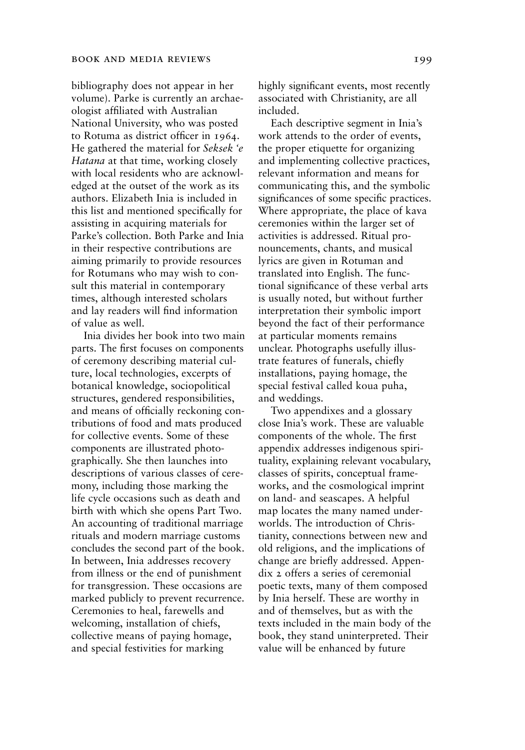bibliography does not appear in her volume). Parke is currently an archaeologist affiliated with Australian National University, who was posted to Rotuma as district officer in 1964. He gathered the material for *Seksek 'e Hatana* at that time, working closely with local residents who are acknowledged at the outset of the work as its authors. Elizabeth Inia is included in this list and mentioned specifically for assisting in acquiring materials for Parke's collection. Both Parke and Inia in their respective contributions are aiming primarily to provide resources for Rotumans who may wish to consult this material in contemporary times, although interested scholars and lay readers will find information of value as well.

Inia divides her book into two main parts. The first focuses on components of ceremony describing material culture, local technologies, excerpts of botanical knowledge, sociopolitical structures, gendered responsibilities, and means of officially reckoning contributions of food and mats produced for collective events. Some of these components are illustrated photographically. She then launches into descriptions of various classes of ceremony, including those marking the life cycle occasions such as death and birth with which she opens Part Two. An accounting of traditional marriage rituals and modern marriage customs concludes the second part of the book. In between, Inia addresses recovery from illness or the end of punishment for transgression. These occasions are marked publicly to prevent recurrence. Ceremonies to heal, farewells and welcoming, installation of chiefs, collective means of paying homage, and special festivities for marking highly significant events, most recently associated with Christianity, are all included.

Each descriptive segment in Inia's work attends to the order of events, the proper etiquette for organizing and implementing collective practices, relevant information and means for communicating this, and the symbolic significances of some specific practices. Where appropriate, the place of kava ceremonies within the larger set of activities is addressed. Ritual pronouncements, chants, and musical lyrics are given in Rotuman and translated into English. The functional significance of these verbal arts is usually noted, but without further interpretation their symbolic import beyond the fact of their performance at particular moments remains unclear. Photographs usefully illustrate features of funerals, chiefly installations, paying homage, the special festival called koua puha, and weddings.

Two appendixes and a glossary close Inia's work. These are valuable components of the whole. The first appendix addresses indigenous spirituality, explaining relevant vocabulary, classes of spirits, conceptual frameworks, and the cosmological imprint on land- and seascapes. A helpful map locates the many named underworlds. The introduction of Christianity, connections between new and old religions, and the implications of change are briefly addressed. Appendix 2 offers a series of ceremonial poetic texts, many of them composed by Inia herself. These are worthy in and of themselves, but as with the texts included in the main body of the book, they stand uninterpreted. Their value will be enhanced by future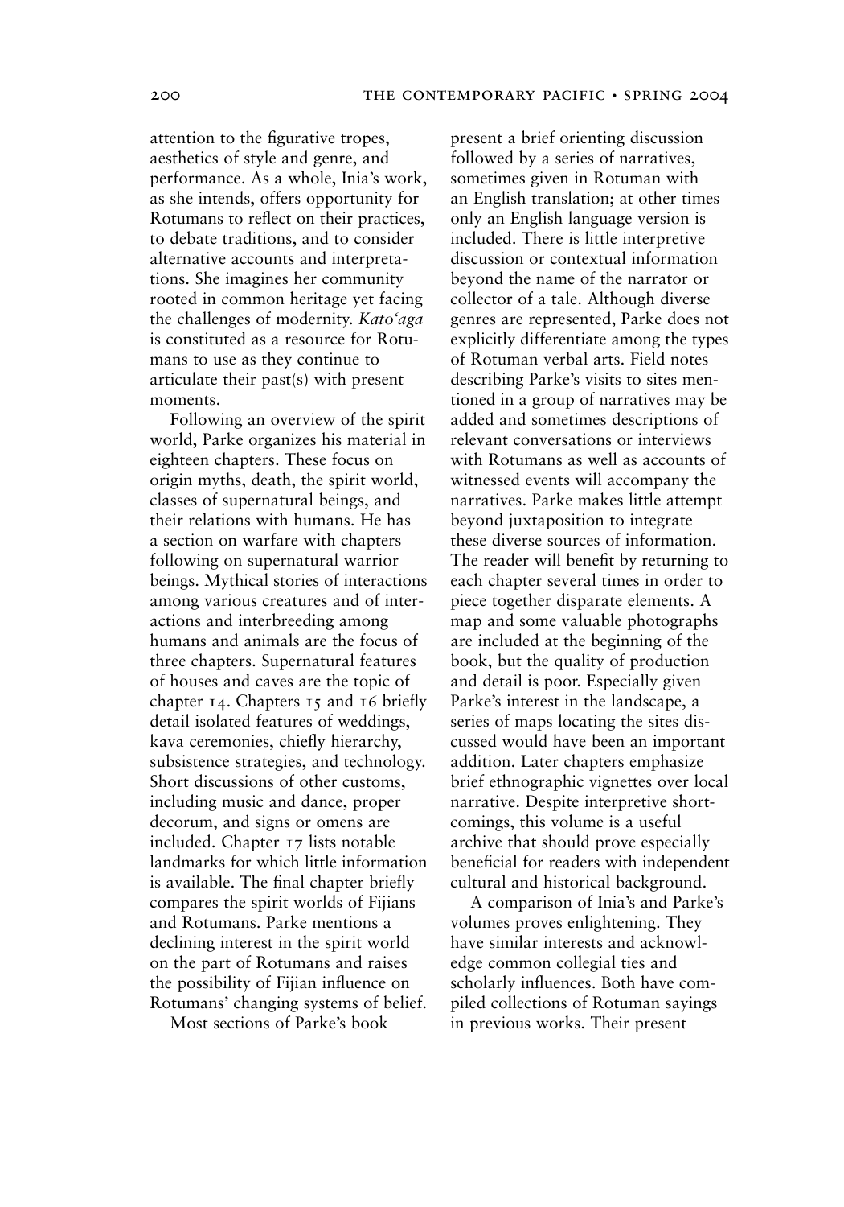attention to the figurative tropes, aesthetics of style and genre, and performance. As a whole, Inia's work, as she intends, offers opportunity for Rotumans to reflect on their practices, to debate traditions, and to consider alternative accounts and interpretations. She imagines her community rooted in common heritage yet facing the challenges of modernity. *Kato'aga* is constituted as a resource for Rotumans to use as they continue to articulate their past(s) with present moments.

Following an overview of the spirit world, Parke organizes his material in eighteen chapters. These focus on origin myths, death, the spirit world, classes of supernatural beings, and their relations with humans. He has a section on warfare with chapters following on supernatural warrior beings. Mythical stories of interactions among various creatures and of interactions and interbreeding among humans and animals are the focus of three chapters. Supernatural features of houses and caves are the topic of chapter 14. Chapters 15 and 16 briefly detail isolated features of weddings, kava ceremonies, chiefly hierarchy, subsistence strategies, and technology. Short discussions of other customs, including music and dance, proper decorum, and signs or omens are included. Chapter 17 lists notable landmarks for which little information is available. The final chapter briefly compares the spirit worlds of Fijians and Rotumans. Parke mentions a declining interest in the spirit world on the part of Rotumans and raises the possibility of Fijian influence on Rotumans' changing systems of belief.

Most sections of Parke's book present a brief orienting discussion followed by a series of narratives, sometimes given in Rotuman with an English translation; at other times only an English language version is included. There is little interpretive discussion or contextual information beyond the name of the narrator or collector of a tale. Although diverse genres are represented, Parke does not explicitly differentiate among the types of Rotuman verbal arts. Field notes describing Parke's visits to sites mentioned in a group of narratives may be added and sometimes descriptions of relevant conversations or interviews with Rotumans as well as accounts of witnessed events will accompany the narratives. Parke makes little attempt beyond juxtaposition to integrate these diverse sources of information. The reader will benefit by returning to each chapter several times in order to piece together disparate elements. A map and some valuable photographs are included at the beginning of the book, but the quality of production and detail is poor. Especially given Parke's interest in the landscape, a series of maps locating the sites discussed would have been an important addition. Later chapters emphasize brief ethnographic vignettes over local narrative. Despite interpretive shortcomings, this volume is a useful archive that should prove especially beneficial for readers with independent cultural and historical background.

A comparison of Inia's and Parke's volumes proves enlightening. They have similar interests and acknowledge common collegial ties and scholarly influences. Both have compiled collections of Rotuman sayings in previous works. Their present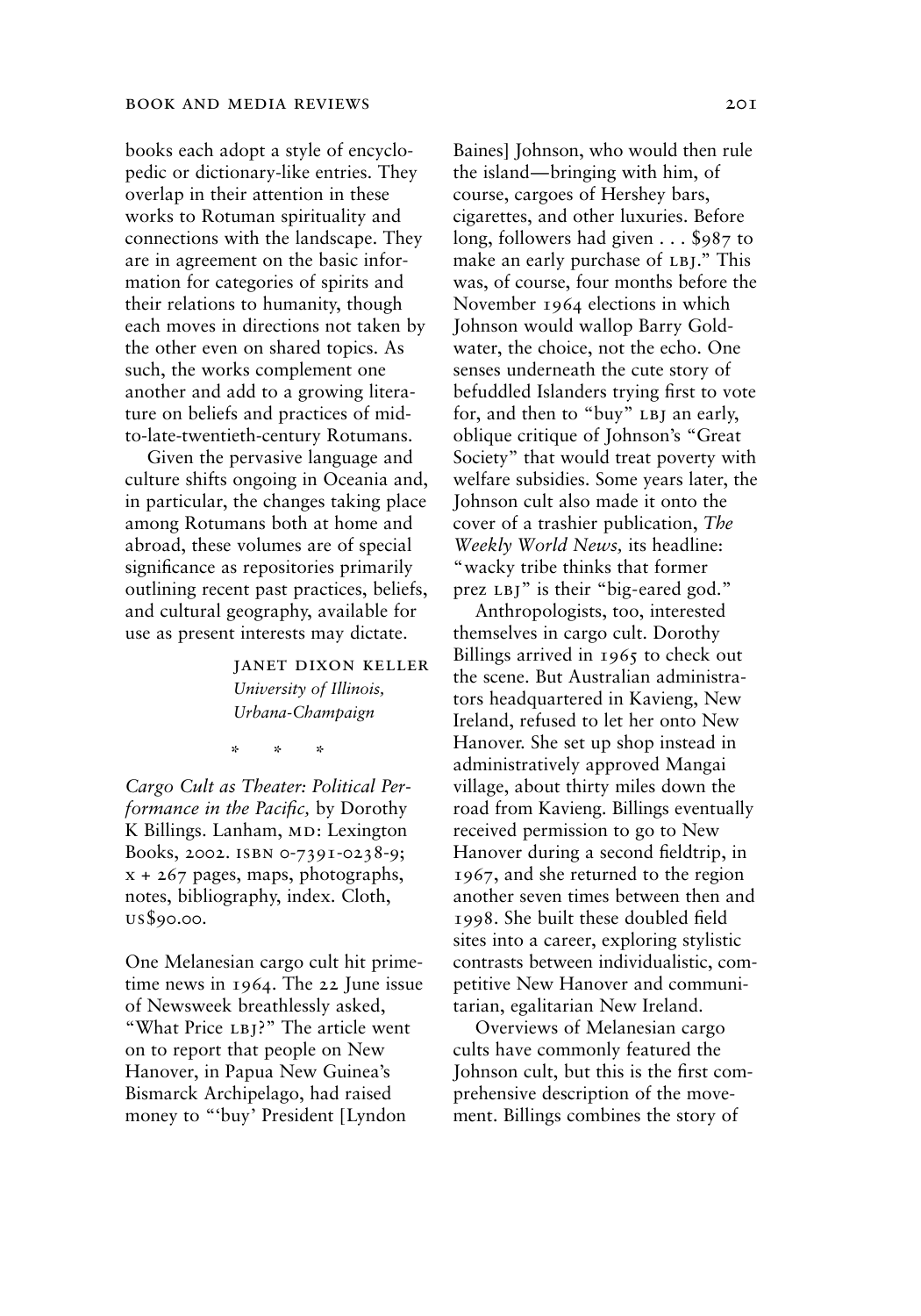books each adopt a style of encyclopedic or dictionary-like entries. They overlap in their attention in these works to Rotuman spirituality and connections with the landscape. They are in agreement on the basic information for categories of spirits and their relations to humanity, though each moves in directions not taken by the other even on shared topics. As such, the works complement one another and add to a growing literature on beliefs and practices of mid-to-late-twentieth-century Rotumans.

Given the pervasive language and culture shifts ongoing in Oceania and, in particular, the changes taking place among Rotumans both at home and abroad, these volumes are of special significance as repositories primarily outlining recent past practices, beliefs, and cultural geography, available for use as present interests may dictate.

JANET DIXON KELLER
*University of Illinois, Urbana-Champaign*

\* \* \*

*Cargo Cult as Theater: Political Performance in the Pacific,* by Dorothy K Billings. Lanham, MD: Lexington Books, 2002. ISBN 0-7391-0238-9; x + 267 pages, maps, photographs, notes, bibliography, index. Cloth, US$90.00.

One Melanesian cargo cult hit prime-time news in 1964. The 22 June issue of Newsweek breathlessly asked, "What Price LBJ?" The article went on to report that people on New Hanover, in Papua New Guinea's Bismarck Archipelago, had raised money to "'buy' President [Lyndon Baines] Johnson, who would then rule the island—bringing with him, of course, cargoes of Hershey bars, cigarettes, and other luxuries. Before long, followers had given . . . $987 to make an early purchase of LBJ." This was, of course, four months before the November 1964 elections in which Johnson would wallop Barry Goldwater, the choice, not the echo. One senses underneath the cute story of befuddled Islanders trying first to vote for, and then to "buy" LBJ an early, oblique critique of Johnson's "Great Society" that would treat poverty with welfare subsidies. Some years later, the Johnson cult also made it onto the cover of a trashier publication, *The Weekly World News,* its headline: "wacky tribe thinks that former prez LBJ" is their "big-eared god."

Anthropologists, too, interested themselves in cargo cult. Dorothy Billings arrived in 1965 to check out the scene. But Australian administrators headquartered in Kavieng, New Ireland, refused to let her onto New Hanover. She set up shop instead in administratively approved Mangai village, about thirty miles down the road from Kavieng. Billings eventually received permission to go to New Hanover during a second fieldtrip, in 1967, and she returned to the region another seven times between then and 1998. She built these doubled field sites into a career, exploring stylistic contrasts between individualistic, competitive New Hanover and communitarian, egalitarian New Ireland.

Overviews of Melanesian cargo cults have commonly featured the Johnson cult, but this is the first comprehensive description of the movement. Billings combines the story of